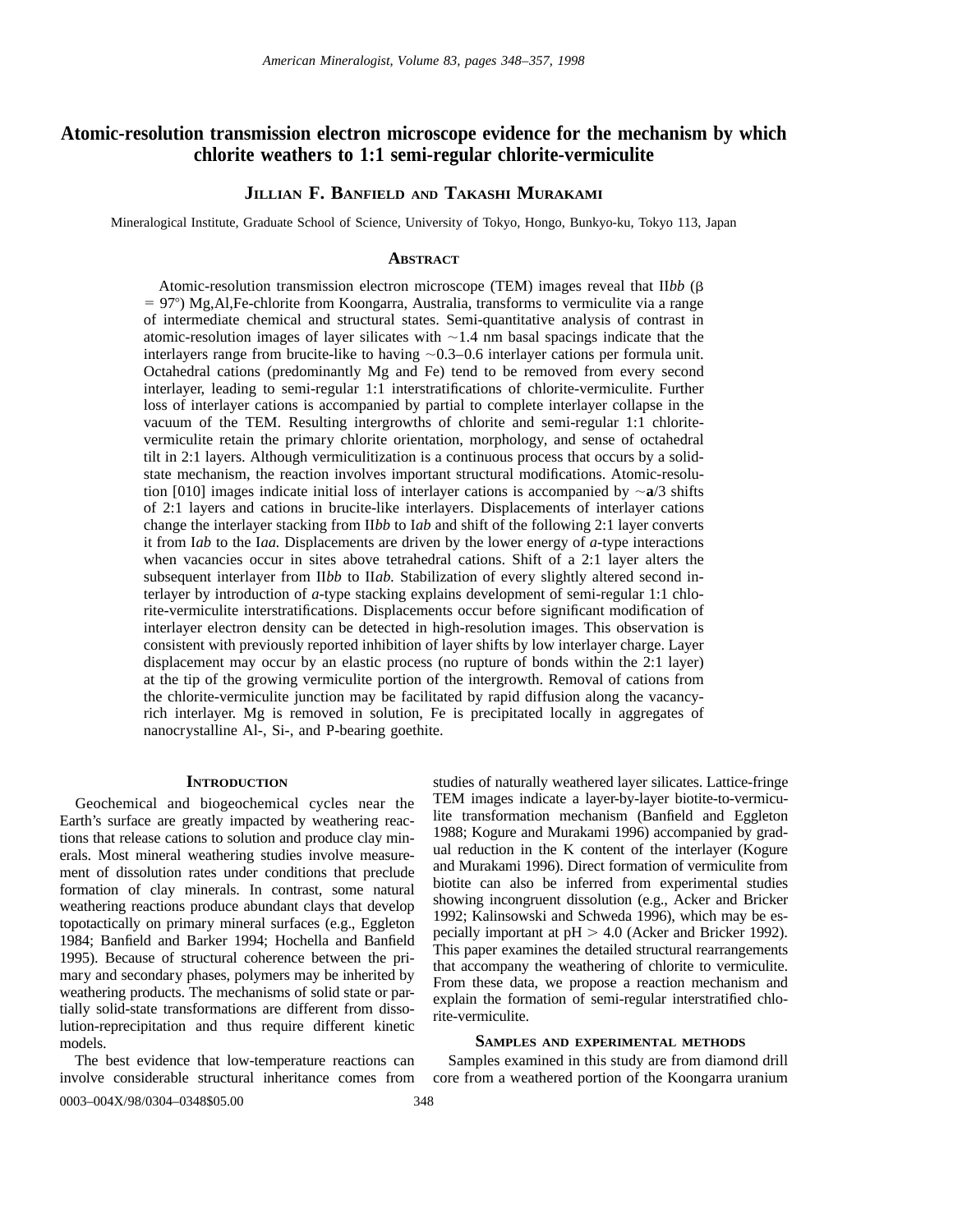# Atomic-resolution transmission electron microscope evidence for the mechanism by which chlorite weathers to 1:1 semi-regular chlorite-vermiculite

**Jillian F. Banfield and Takashi Murakami**

Mineralogical Institute, Graduate School of Science, University of Tokyo, Hongo, Bunkyo-ku, Tokyo 113, Japan

## Abstract

Atomic-resolution transmission electron microscope (TEM) images reveal that II*bb* ($\beta = 97°$) Mg,Al,Fe-chlorite from Koongarra, Australia, transforms to vermiculite via a range of intermediate chemical and structural states. Semi-quantitative analysis of contrast in atomic-resolution images of layer silicates with ~1.4 nm basal spacings indicate that the interlayers range from brucite-like to having ~0.3–0.6 interlayer cations per formula unit. Octahedral cations (predominantly Mg and Fe) tend to be removed from every second interlayer, leading to semi-regular 1:1 interstratifications of chlorite-vermiculite. Further loss of interlayer cations is accompanied by partial to complete interlayer collapse in the vacuum of the TEM. Resulting intergrowths of chlorite and semi-regular 1:1 chlorite-vermiculite retain the primary chlorite orientation, morphology, and sense of octahedral tilt in 2:1 layers. Although vermiculitization is a continuous process that occurs by a solid-state mechanism, the reaction involves important structural modifications. Atomic-resolution [010] images indicate initial loss of interlayer cations is accompanied by ~**a**/3 shifts of 2:1 layers and cations in brucite-like interlayers. Displacements of interlayer cations change the interlayer stacking from II*bb* to I*ab* and shift of the following 2:1 layer converts it from I*ab* to the I*aa.* Displacements are driven by the lower energy of *a*-type interactions when vacancies occur in sites above tetrahedral cations. Shift of a 2:1 layer alters the subsequent interlayer from II*bb* to II*ab.* Stabilization of every slightly altered second interlayer by introduction of *a*-type stacking explains development of semi-regular 1:1 chlorite-vermiculite interstratifications. Displacements occur before significant modification of interlayer electron density can be detected in high-resolution images. This observation is consistent with previously reported inhibition of layer shifts by low interlayer charge. Layer displacement may occur by an elastic process (no rupture of bonds within the 2:1 layer) at the tip of the growing vermiculite portion of the intergrowth. Removal of cations from the chlorite-vermiculite junction may be facilitated by rapid diffusion along the vacancy-rich interlayer. Mg is removed in solution, Fe is precipitated locally in aggregates of nanocrystalline Al-, Si-, and P-bearing goethite.

## Introduction

Geochemical and biogeochemical cycles near the Earth's surface are greatly impacted by weathering reactions that release cations to solution and produce clay minerals. Most mineral weathering studies involve measurement of dissolution rates under conditions that preclude formation of clay minerals. In contrast, some natural weathering reactions produce abundant clays that develop topotactically on primary mineral surfaces (e.g., Eggleton 1984; Banfield and Barker 1994; Hochella and Banfield 1995). Because of structural coherence between the primary and secondary phases, polymers may be inherited by weathering products. The mechanisms of solid state or partially solid-state transformations are different from dissolution-reprecipitation and thus require different kinetic models.

The best evidence that low-temperature reactions can involve considerable structural inheritance comes from studies of naturally weathered layer silicates. Lattice-fringe TEM images indicate a layer-by-layer biotite-to-vermiculite transformation mechanism (Banfield and Eggleton 1988; Kogure and Murakami 1996) accompanied by gradual reduction in the K content of the interlayer (Kogure and Murakami 1996). Direct formation of vermiculite from biotite can also be inferred from experimental studies showing incongruent dissolution (e.g., Acker and Bricker 1992; Kalinsowski and Schweda 1996), which may be especially important at pH > 4.0 (Acker and Bricker 1992). This paper examines the detailed structural rearrangements that accompany the weathering of chlorite to vermiculite. From these data, we propose a reaction mechanism and explain the formation of semi-regular interstratified chlorite-vermiculite.

## Samples and experimental methods

Samples examined in this study are from diamond drill core from a weathered portion of the Koongarra uranium

0003–004X/98/0304–0348$05.00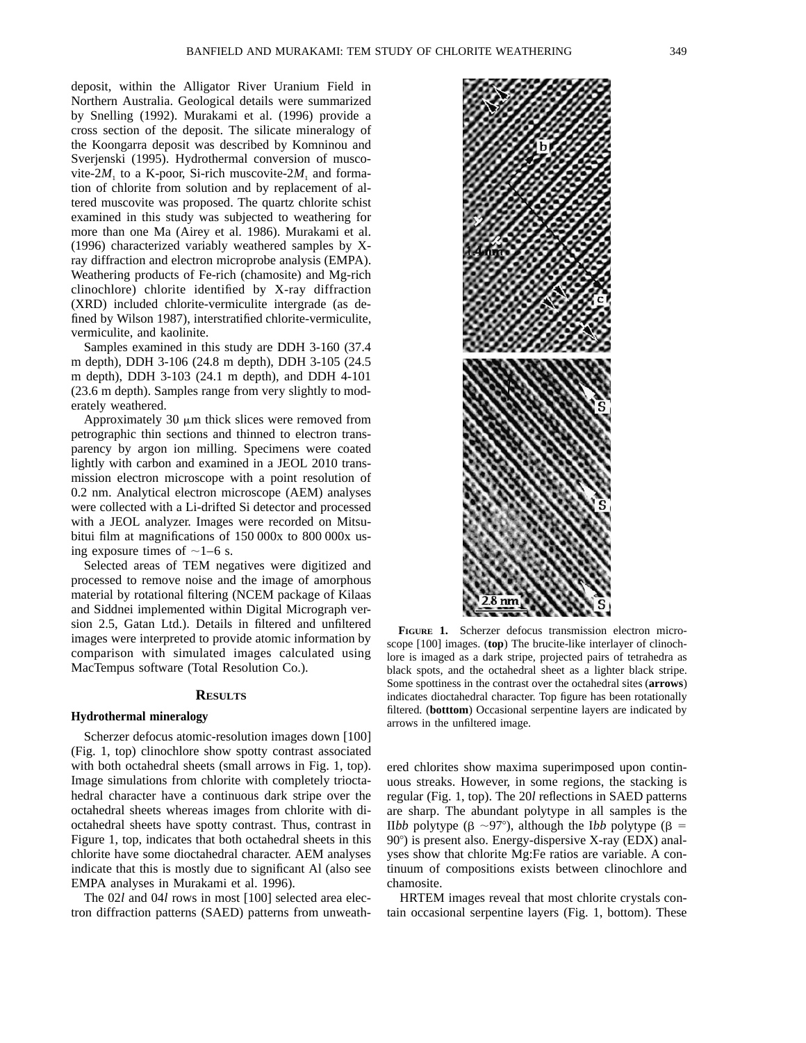deposit, within the Alligator River Uranium Field in Northern Australia. Geological details were summarized by Snelling (1992). Murakami et al. (1996) provide a cross section of the deposit. The silicate mineralogy of the Koongarra deposit was described by Komninou and Sverjenski (1995). Hydrothermal conversion of muscovite-2$M_1$ to a K-poor, Si-rich muscovite-2$M_1$ and formation of chlorite from solution and by replacement of altered muscovite was proposed. The quartz chlorite schist examined in this study was subjected to weathering for more than one Ma (Airey et al. 1986). Murakami et al. (1996) characterized variably weathered samples by X-ray diffraction and electron microprobe analysis (EMPA). Weathering products of Fe-rich (chamosite) and Mg-rich clinochlore) chlorite identified by X-ray diffraction (XRD) included chlorite-vermiculite intergrade (as defined by Wilson 1987), interstratified chlorite-vermiculite, vermiculite, and kaolinite.

Samples examined in this study are DDH 3-160 (37.4 m depth), DDH 3-106 (24.8 m depth), DDH 3-105 (24.5 m depth), DDH 3-103 (24.1 m depth), and DDH 4-101 (23.6 m depth). Samples range from very slightly to moderately weathered.

Approximately 30 μm thick slices were removed from petrographic thin sections and thinned to electron transparency by argon ion milling. Specimens were coated lightly with carbon and examined in a JEOL 2010 transmission electron microscope with a point resolution of 0.2 nm. Analytical electron microscope (AEM) analyses were collected with a Li-drifted Si detector and processed with a JEOL analyzer. Images were recorded on Mitsubitui film at magnifications of 150 000x to 800 000x using exposure times of ~1–6 s.

Selected areas of TEM negatives were digitized and processed to remove noise and the image of amorphous material by rotational filtering (NCEM package of Kilaas and Siddnei implemented within Digital Micrograph version 2.5, Gatan Ltd.). Details in filtered and unfiltered images were interpreted to provide atomic information by comparison with simulated images calculated using MacTempus software (Total Resolution Co.).

## Results

### Hydrothermal mineralogy

Scherzer defocus atomic-resolution images down [100] (Fig. 1, top) clinochlore show spotty contrast associated with both octahedral sheets (small arrows in Fig. 1, top). Image simulations from chlorite with completely trioctahedral character have a continuous dark stripe over the octahedral sheets whereas images from chlorite with dioctahedral sheets have spotty contrast. Thus, contrast in Figure 1, top, indicates that both octahedral sheets in this chlorite have some dioctahedral character. AEM analyses indicate that this is mostly due to significant Al (also see EMPA analyses in Murakami et al. 1996).

The 02*l* and 04*l* rows in most [100] selected area electron diffraction patterns (SAED) patterns from unweathered chlorites show maxima superimposed upon continuous streaks. However, in some regions, the stacking is regular (Fig. 1, top). The 20*l* reflections in SAED patterns are sharp. The abundant polytype in all samples is the II*bb* polytype (β ~97°), although the I*bb* polytype (β = 90°) is present also. Energy-dispersive X-ray (EDX) analyses show that chlorite Mg:Fe ratios are variable. A continuum of compositions exists between clinochlore and chamosite.

HRTEM images reveal that most chlorite crystals contain occasional serpentine layers (Fig. 1, bottom). These

**Figure 1.** Scherzer defocus transmission electron microscope [100] images. (**top**) The brucite-like interlayer of clinochlore is imaged as a dark stripe, projected pairs of tetrahedra as black spots, and the octahedral sheet as a lighter black stripe. Some spottiness in the contrast over the octahedral sites (**arrows**) indicates dioctahedral character. Top figure has been rotationally filtered. (**botttom**) Occasional serpentine layers are indicated by arrows in the unfiltered image.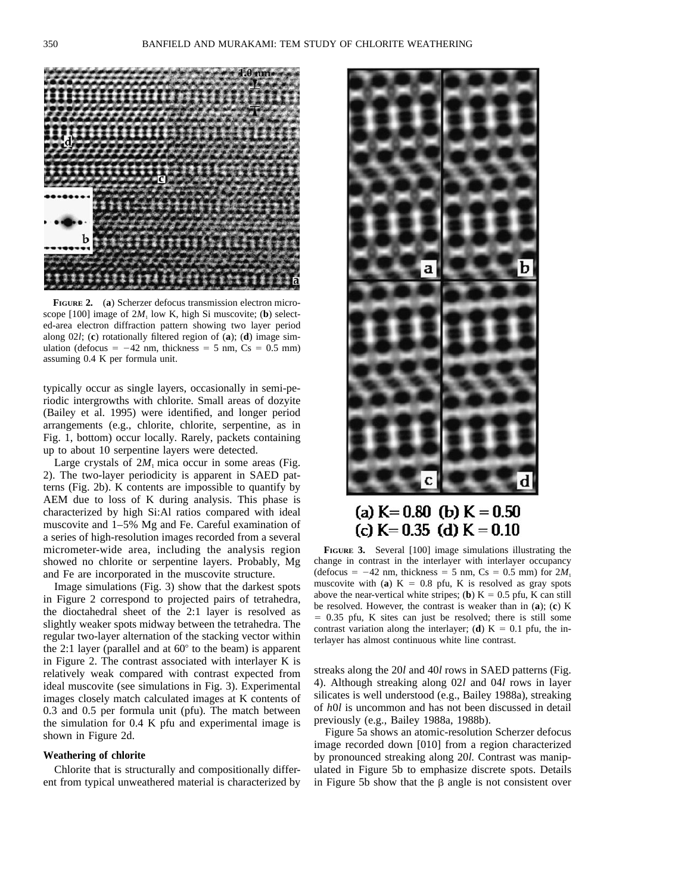**FIGURE 2.** (**a**) Scherzer defocus transmission electron microscope [100] image of $2M_1$ low K, high Si muscovite; (**b**) selected-area electron diffraction pattern showing two layer period along 02*l*; (**c**) rotationally filtered region of (**a**); (**d**) image simulation (defocus = −42 nm, thickness = 5 nm, Cs = 0.5 mm) assuming 0.4 K per formula unit.

typically occur as single layers, occasionally in semi-periodic intergrowths with chlorite. Small areas of dozyite (Bailey et al. 1995) were identified, and longer period arrangements (e.g., chlorite, chlorite, serpentine, as in Fig. 1, bottom) occur locally. Rarely, packets containing up to about 10 serpentine layers were detected.

Large crystals of $2M_1$ mica occur in some areas (Fig. 2). The two-layer periodicity is apparent in SAED patterns (Fig. 2b). K contents are impossible to quantify by AEM due to loss of K during analysis. This phase is characterized by high Si:Al ratios compared with ideal muscovite and 1–5% Mg and Fe. Careful examination of a series of high-resolution images recorded from a several micrometer-wide area, including the analysis region showed no chlorite or serpentine layers. Probably, Mg and Fe are incorporated in the muscovite structure.

Image simulations (Fig. 3) show that the darkest spots in Figure 2 correspond to projected pairs of tetrahedra, the dioctahedral sheet of the 2:1 layer is resolved as slightly weaker spots midway between the tetrahedra. The regular two-layer alternation of the stacking vector within the 2:1 layer (parallel and at 60° to the beam) is apparent in Figure 2. The contrast associated with interlayer K is relatively weak compared with contrast expected from ideal muscovite (see simulations in Fig. 3). Experimental images closely match calculated images at K contents of 0.3 and 0.5 per formula unit (pfu). The match between the simulation for 0.4 K pfu and experimental image is shown in Figure 2d.

### Weathering of chlorite

Chlorite that is structurally and compositionally different from typical unweathered material is characterized by streaks along the 20*l* and 40*l* rows in SAED patterns (Fig. 4). Although streaking along 02*l* and 04*l* rows in layer silicates is well understood (e.g., Bailey 1988a), streaking of *h*0*l* is uncommon and has not been discussed in detail previously (e.g., Bailey 1988a, 1988b).

Figure 5a shows an atomic-resolution Scherzer defocus image recorded down [010] from a region characterized by pronounced streaking along 20*l*. Contrast was manipulated in Figure 5b to emphasize discrete spots. Details in Figure 5b show that the β angle is not consistent over

(a) K = 0.80 (b) K = 0.50
(c) K = 0.35 (d) K = 0.10

**FIGURE 3.** Several [100] image simulations illustrating the change in contrast in the interlayer with interlayer occupancy (defocus = −42 nm, thickness = 5 nm, Cs = 0.5 mm) for $2M_1$ muscovite with (**a**) K = 0.8 pfu, K is resolved as gray spots above the near-vertical white stripes; (**b**) K = 0.5 pfu, K can still be resolved. However, the contrast is weaker than in (**a**); (**c**) K = 0.35 pfu, K sites can just be resolved; there is still some contrast variation along the interlayer; (**d**) K = 0.1 pfu, the interlayer has almost continuous white line contrast.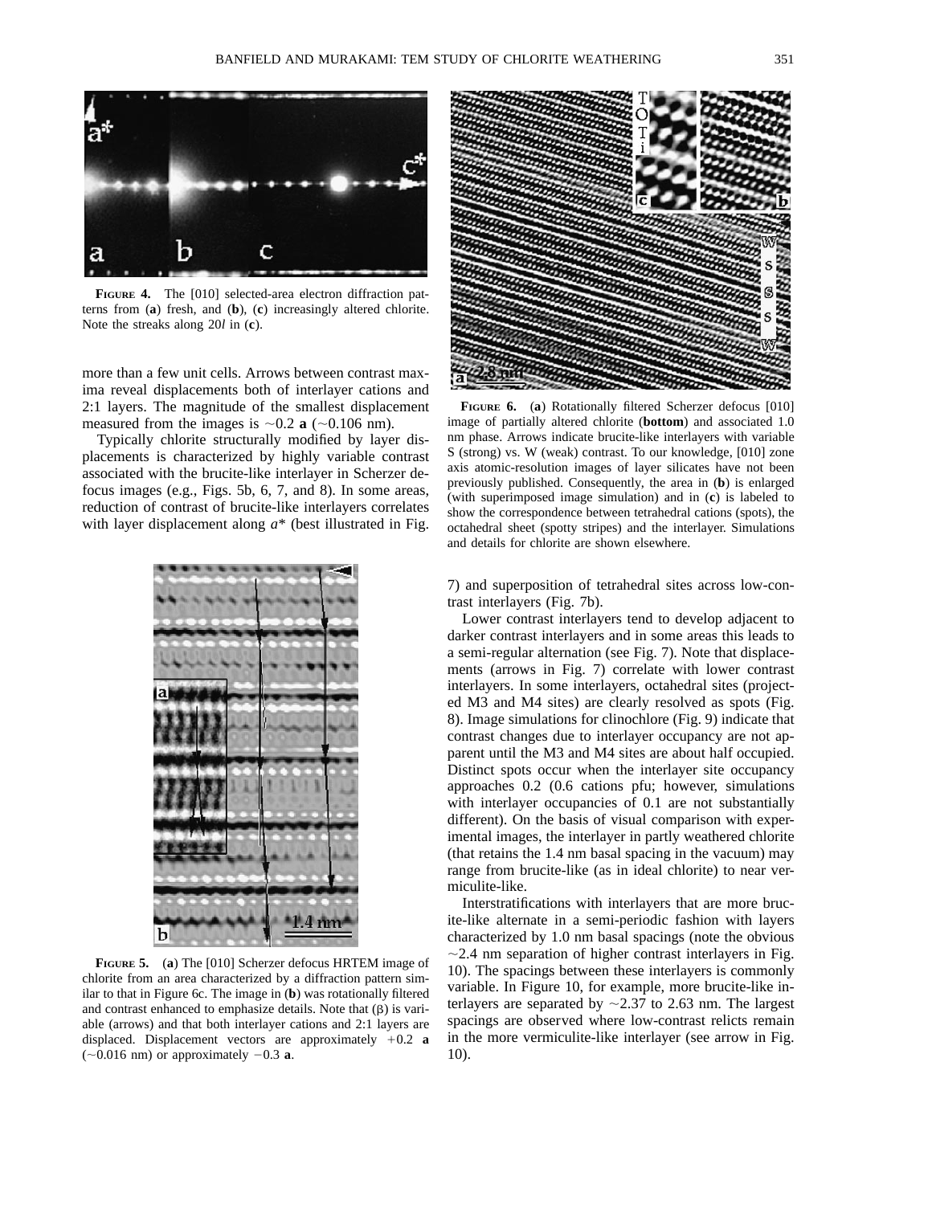**FIGURE 4.** The [010] selected-area electron diffraction patterns from (**a**) fresh, and (**b**), (**c**) increasingly altered chlorite. Note the streaks along 20*l* in (**c**).

more than a few unit cells. Arrows between contrast maxima reveal displacements both of interlayer cations and 2:1 layers. The magnitude of the smallest displacement measured from the images is ~0.2 **a** (~0.106 nm).

Typically chlorite structurally modified by layer displacements is characterized by highly variable contrast associated with the brucite-like interlayer in Scherzer defocus images (e.g., Figs. 5b, 6, 7, and 8). In some areas, reduction of contrast of brucite-like interlayers correlates with layer displacement along *a*\* (best illustrated in Fig. 7) and superposition of tetrahedral sites across low-contrast interlayers (Fig. 7b).

**FIGURE 5.** (**a**) The [010] Scherzer defocus HRTEM image of chlorite from an area characterized by a diffraction pattern similar to that in Figure 6c. The image in (**b**) was rotationally filtered and contrast enhanced to emphasize details. Note that (β) is variable (arrows) and that both interlayer cations and 2:1 layers are displaced. Displacement vectors are approximately +0.2 **a** (~0.016 nm) or approximately −0.3 **a**.

**FIGURE 6.** (**a**) Rotationally filtered Scherzer defocus [010] image of partially altered chlorite (**bottom**) and associated 1.0 nm phase. Arrows indicate brucite-like interlayers with variable S (strong) vs. W (weak) contrast. To our knowledge, [010] zone axis atomic-resolution images of layer silicates have not been previously published. Consequently, the area in (**b**) is enlarged (with superimposed image simulation) and in (**c**) is labeled to show the correspondence between tetrahedral cations (spots), the octahedral sheet (spotty stripes) and the interlayer. Simulations and details for chlorite are shown elsewhere.

Lower contrast interlayers tend to develop adjacent to darker contrast interlayers and in some areas this leads to a semi-regular alternation (see Fig. 7). Note that displacements (arrows in Fig. 7) correlate with lower contrast interlayers. In some interlayers, octahedral sites (projected M3 and M4 sites) are clearly resolved as spots (Fig. 8). Image simulations for clinochlore (Fig. 9) indicate that contrast changes due to interlayer occupancy are not apparent until the M3 and M4 sites are about half occupied. Distinct spots occur when the interlayer site occupancy approaches 0.2 (0.6 cations pfu; however, simulations with interlayer occupancies of 0.1 are not substantially different). On the basis of visual comparison with experimental images, the interlayer in partly weathered chlorite (that retains the 1.4 nm basal spacing in the vacuum) may range from brucite-like (as in ideal chlorite) to near vermiculite-like.

Interstratifications with interlayers that are more brucite-like alternate in a semi-periodic fashion with layers characterized by 1.0 nm basal spacings (note the obvious ~2.4 nm separation of higher contrast interlayers in Fig. 10). The spacings between these interlayers is commonly variable. In Figure 10, for example, more brucite-like interlayers are separated by ~2.37 to 2.63 nm. The largest spacings are observed where low-contrast relicts remain in the more vermiculite-like interlayer (see arrow in Fig. 10).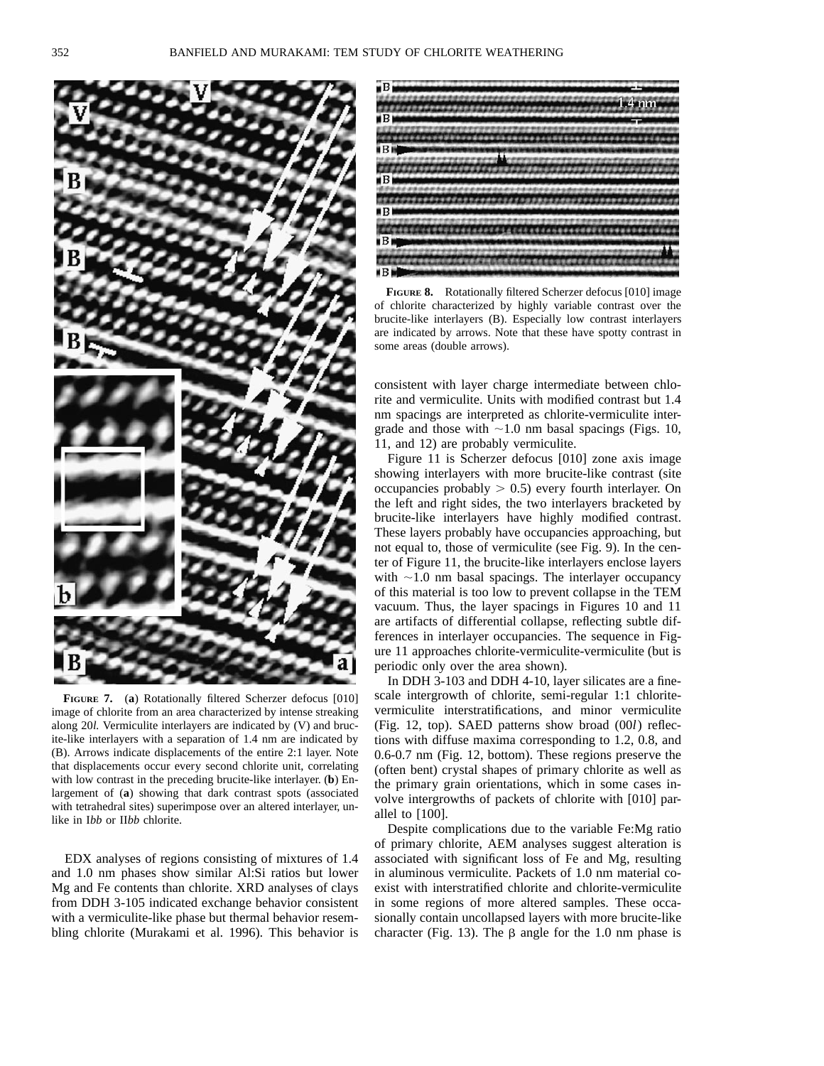**FIGURE 7.** (**a**) Rotationally filtered Scherzer defocus [010] image of chlorite from an area characterized by intense streaking along 20*l*. Vermiculite interlayers are indicated by (V) and brucite-like interlayers with a separation of 1.4 nm are indicated by (B). Arrows indicate displacements of the entire 2:1 layer. Note that displacements occur every second chlorite unit, correlating with low contrast in the preceding brucite-like interlayer. (**b**) Enlargement of (**a**) showing that dark contrast spots (associated with tetrahedral sites) superimpose over an altered interlayer, unlike in I*bb* or II*bb* chlorite.

EDX analyses of regions consisting of mixtures of 1.4 and 1.0 nm phases show similar Al:Si ratios but lower Mg and Fe contents than chlorite. XRD analyses of clays from DDH 3-105 indicated exchange behavior consistent with a vermiculite-like phase but thermal behavior resembling chlorite (Murakami et al. 1996). This behavior is

**FIGURE 8.** Rotationally filtered Scherzer defocus [010] image of chlorite characterized by highly variable contrast over the brucite-like interlayers (B). Especially low contrast interlayers are indicated by arrows. Note that these have spotty contrast in some areas (double arrows).

consistent with layer charge intermediate between chlorite and vermiculite. Units with modified contrast but 1.4 nm spacings are interpreted as chlorite-vermiculite intergrade and those with ~1.0 nm basal spacings (Figs. 10, 11, and 12) are probably vermiculite.

Figure 11 is Scherzer defocus [010] zone axis image showing interlayers with more brucite-like contrast (site occupancies probably $> 0.5$) every fourth interlayer. On the left and right sides, the two interlayers bracketed by brucite-like interlayers have highly modified contrast. These layers probably have occupancies approaching, but not equal to, those of vermiculite (see Fig. 9). In the center of Figure 11, the brucite-like interlayers enclose layers with ~1.0 nm basal spacings. The interlayer occupancy of this material is too low to prevent collapse in the TEM vacuum. Thus, the layer spacings in Figures 10 and 11 are artifacts of differential collapse, reflecting subtle differences in interlayer occupancies. The sequence in Figure 11 approaches chlorite-vermiculite-vermiculite (but is periodic only over the area shown).

In DDH 3-103 and DDH 4-10, layer silicates are a fine-scale intergrowth of chlorite, semi-regular 1:1 chlorite-vermiculite interstratifications, and minor vermiculite (Fig. 12, top). SAED patterns show broad (00*l*) reflections with diffuse maxima corresponding to 1.2, 0.8, and 0.6-0.7 nm (Fig. 12, bottom). These regions preserve the (often bent) crystal shapes of primary chlorite as well as the primary grain orientations, which in some cases involve intergrowths of packets of chlorite with [010] parallel to [100].

Despite complications due to the variable Fe:Mg ratio of primary chlorite, AEM analyses suggest alteration is associated with significant loss of Fe and Mg, resulting in aluminous vermiculite. Packets of 1.0 nm material coexist with interstratified chlorite and chlorite-vermiculite in some regions of more altered samples. These occasionally contain uncollapsed layers with more brucite-like character (Fig. 13). The $\beta$ angle for the 1.0 nm phase is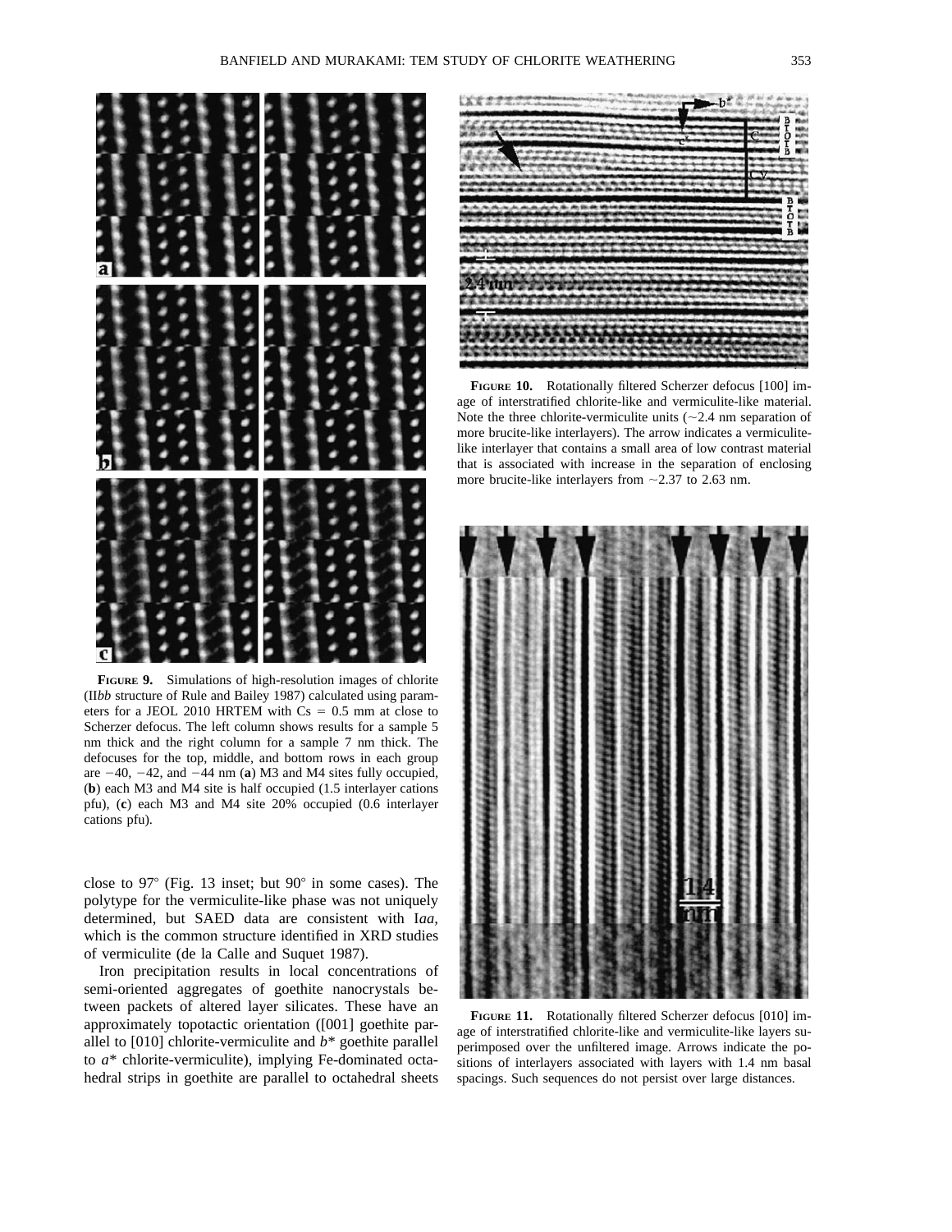**FIGURE 9.** Simulations of high-resolution images of chlorite (II*bb* structure of Rule and Bailey 1987) calculated using parameters for a JEOL 2010 HRTEM with Cs = 0.5 mm at close to Scherzer defocus. The left column shows results for a sample 5 nm thick and the right column for a sample 7 nm thick. The defocuses for the top, middle, and bottom rows in each group are −40, −42, and −44 nm (**a**) M3 and M4 sites fully occupied, (**b**) each M3 and M4 site is half occupied (1.5 interlayer cations pfu), (**c**) each M3 and M4 site 20% occupied (0.6 interlayer cations pfu).

close to 97° (Fig. 13 inset; but 90° in some cases). The polytype for the vermiculite-like phase was not uniquely determined, but SAED data are consistent with I*aa*, which is the common structure identified in XRD studies of vermiculite (de la Calle and Suquet 1987).

Iron precipitation results in local concentrations of semi-oriented aggregates of goethite nanocrystals between packets of altered layer silicates. These have an approximately topotactic orientation ([001] goethite parallel to [010] chlorite-vermiculite and $b^*$ goethite parallel to $a^*$ chlorite-vermiculite), implying Fe-dominated octahedral strips in goethite are parallel to octahedral sheets

**FIGURE 10.** Rotationally filtered Scherzer defocus [100] image of interstratified chlorite-like and vermiculite-like material. Note the three chlorite-vermiculite units (~2.4 nm separation of more brucite-like interlayers). The arrow indicates a vermiculite-like interlayer that contains a small area of low contrast material that is associated with increase in the separation of enclosing more brucite-like interlayers from ~2.37 to 2.63 nm.

**FIGURE 11.** Rotationally filtered Scherzer defocus [010] image of interstratified chlorite-like and vermiculite-like layers superimposed over the unfiltered image. Arrows indicate the positions of interlayers associated with layers with 1.4 nm basal spacings. Such sequences do not persist over large distances.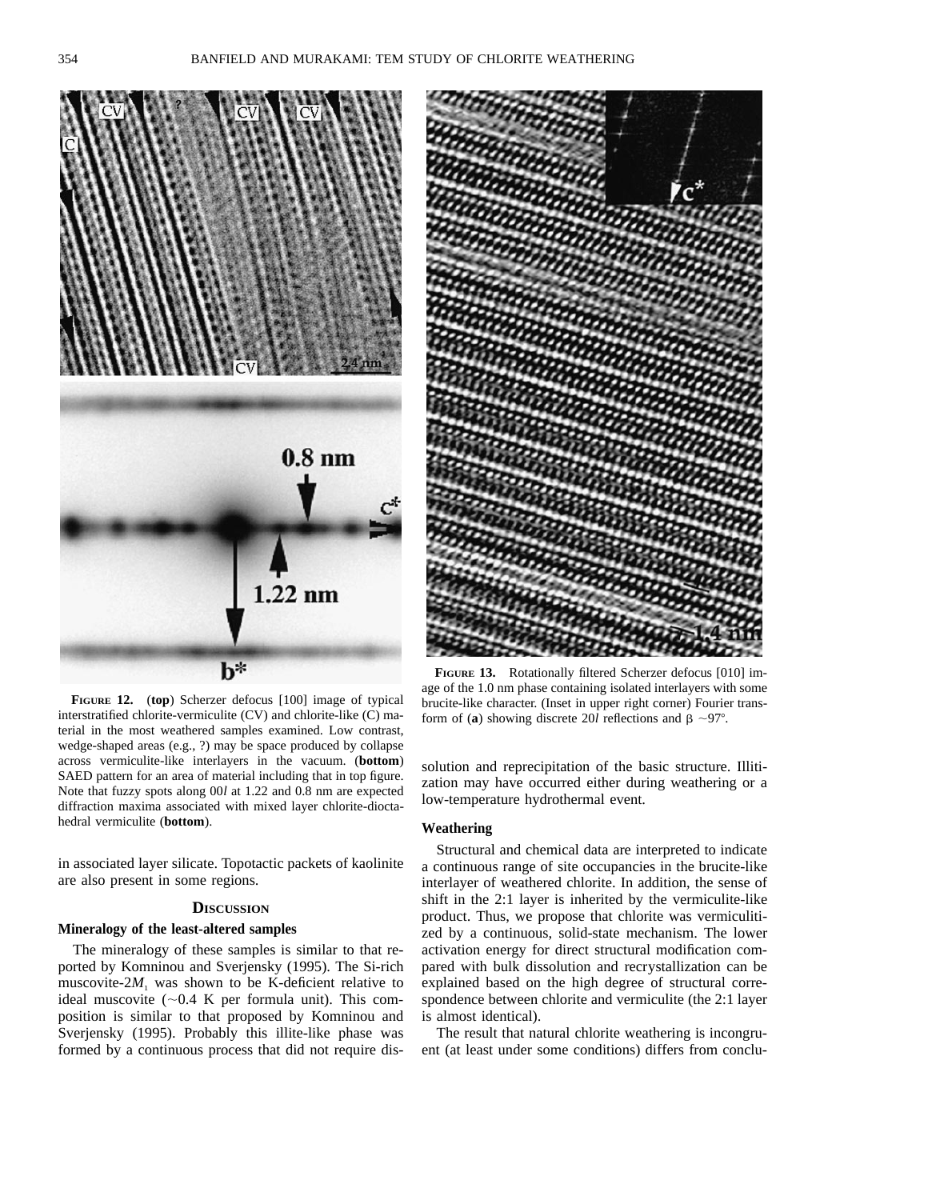**FIGURE 12.** (**top**) Scherzer defocus [100] image of typical interstratified chlorite-vermiculite (CV) and chlorite-like (C) material in the most weathered samples examined. Low contrast, wedge-shaped areas (e.g., ?) may be space produced by collapse across vermiculite-like interlayers in the vacuum. (**bottom**) SAED pattern for an area of material including that in top figure. Note that fuzzy spots along 00*l* at 1.22 and 0.8 nm are expected diffraction maxima associated with mixed layer chlorite-dioctahedral vermiculite (**bottom**).

**FIGURE 13.** Rotationally filtered Scherzer defocus [010] image of the 1.0 nm phase containing isolated interlayers with some brucite-like character. (Inset in upper right corner) Fourier transform of (**a**) showing discrete 20*l* reflections and $\beta \sim 97°$.

in associated layer silicate. Topotactic packets of kaolinite are also present in some regions.

## DISCUSSION

### Mineralogy of the least-altered samples

The mineralogy of these samples is similar to that reported by Komninou and Sverjensky (1995). The Si-rich muscovite-$2M_1$ was shown to be K-deficient relative to ideal muscovite (~0.4 K per formula unit). This composition is similar to that proposed by Komninou and Sverjensky (1995). Probably this illite-like phase was formed by a continuous process that did not require dissolution and reprecipitation of the basic structure. Illitization may have occurred either during weathering or a low-temperature hydrothermal event.

### Weathering

Structural and chemical data are interpreted to indicate a continuous range of site occupancies in the brucite-like interlayer of weathered chlorite. In addition, the sense of shift in the 2:1 layer is inherited by the vermiculite-like product. Thus, we propose that chlorite was vermiculitized by a continuous, solid-state mechanism. The lower activation energy for direct structural modification compared with bulk dissolution and recrystallization can be explained based on the high degree of structural correspondence between chlorite and vermiculite (the 2:1 layer is almost identical).

The result that natural chlorite weathering is incongruent (at least under some conditions) differs from conclu-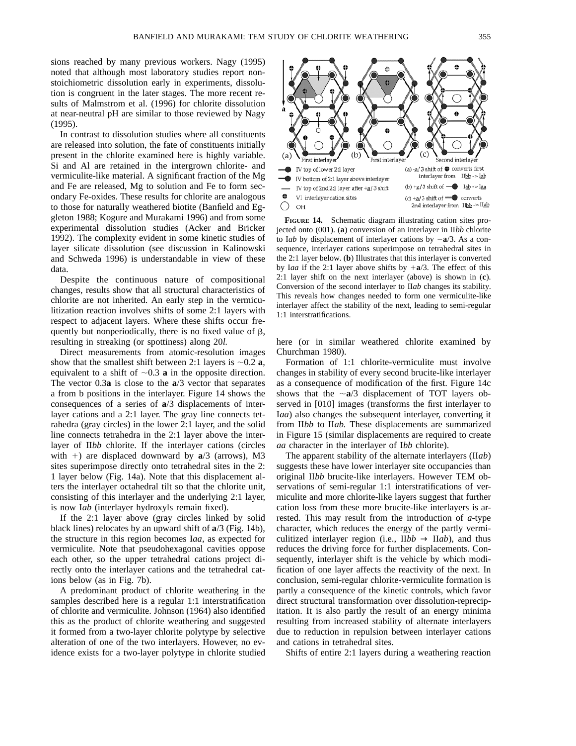sions reached by many previous workers. Nagy (1995) noted that although most laboratory studies report non-stoichiometric dissolution early in experiments, dissolution is congruent in the later stages. The more recent results of Malmstrom et al. (1996) for chlorite dissolution at near-neutral pH are similar to those reviewed by Nagy (1995).

In contrast to dissolution studies where all constituents are released into solution, the fate of constituents initially present in the chlorite examined here is highly variable. Si and Al are retained in the intergrown chlorite- and vermiculite-like material. A significant fraction of the Mg and Fe are released, Mg to solution and Fe to form secondary Fe-oxides. These results for chlorite are analogous to those for naturally weathered biotite (Banfield and Eggleton 1988; Kogure and Murakami 1996) and from some experimental dissolution studies (Acker and Bricker 1992). The complexity evident in some kinetic studies of layer silicate dissolution (see discussion in Kalinowski and Schweda 1996) is understandable in view of these data.

Despite the continuous nature of compositional changes, results show that all structural characteristics of chlorite are not inherited. An early step in the vermiculitization reaction involves shifts of some 2:1 layers with respect to adjacent layers. Where these shifts occur frequently but nonperiodically, there is no fixed value of β, resulting in streaking (or spottiness) along 20*l*.

Direct measurements from atomic-resolution images show that the smallest shift between 2:1 layers is ~0.2 **a**, equivalent to a shift of ~0.3 **a** in the opposite direction. The vector 0.3**a** is close to the **a**/3 vector that separates a from b positions in the interlayer. Figure 14 shows the consequences of a series of **a**/3 displacements of interlayer cations and a 2:1 layer. The gray line connects tetrahedra (gray circles) in the lower 2:1 layer, and the solid line connects tetrahedra in the 2:1 layer above the interlayer of II*bb* chlorite. If the interlayer cations (circles with +) are displaced downward by **a**/3 (arrows), M3 sites superimpose directly onto tetrahedral sites in the 2:1 layer below (Fig. 14a). Note that this displacement alters the interlayer octahedral tilt so that the chlorite unit, consisting of this interlayer and the underlying 2:1 layer, is now I*ab* (interlayer hydroxyls remain fixed).

If the 2:1 layer above (gray circles linked by solid black lines) relocates by an upward shift of **a**/3 (Fig. 14b), the structure in this region becomes I*aa*, as expected for vermiculite. Note that pseudohexagonal cavities oppose each other, so the upper tetrahedral cations project directly onto the interlayer cations and the tetrahedral cations below (as in Fig. 7b).

A predominant product of chlorite weathering in the samples described here is a regular 1:1 interstratification of chlorite and vermiculite. Johnson (1964) also identified this as the product of chlorite weathering and suggested it formed from a two-layer chlorite polytype by selective alteration of one of the two interlayers. However, no evidence exists for a two-layer polytype in chlorite studied here (or in similar weathered chlorite examined by Churchman 1980).

(a) First interlayer (b) First interlayer (c) Second interlayer

IV top of lower 2:1 layer
IV bottom of 2:1 layer above interlayer
IV top of 2nd 2:1 layer after +a/3 shift
VI interlayer cation sites
OH

(a) -a/3 shift of ⊕ converts first interlayer from IIbb -> Iab
(b) +a/3 shift of ● Iab -> Iaa
(c) +a/3 shift of ● converts 2nd interlayer from IIbb -> IIab

**FIGURE 14.** Schematic diagram illustrating cation sites projected onto (001). (**a**) conversion of an interlayer in II*bb* chlorite to I*ab* by displacement of interlayer cations by −**a**/3. As a consequence, interlayer cations superimpose on tetrahedral sites in the 2:1 layer below. (**b**) Illustrates that this interlayer is converted by I*aa* if the 2:1 layer above shifts by +**a**/3. The effect of this 2:1 layer shift on the next interlayer (above) is shown in (**c**). Conversion of the second interlayer to II*ab* changes its stability. This reveals how changes needed to form one vermiculite-like interlayer affect the stability of the next, leading to semi-regular 1:1 interstratifications.

Formation of 1:1 chlorite-vermiculite must involve changes in stability of every second brucite-like interlayer as a consequence of modification of the first. Figure 14c shows that the ~**a**/3 displacement of TOT layers observed in [010] images (transforms the first interlayer to I*aa*) also changes the subsequent interlayer, converting it from II*bb* to II*ab*. These displacements are summarized in Figure 15 (similar displacements are required to create *aa* character in the interlayer of I*bb* chlorite).

The apparent stability of the alternate interlayers (II*ab*) suggests these have lower interlayer site occupancies than original II*bb* brucite-like interlayers. However TEM observations of semi-regular 1:1 interstratifications of vermiculite and more chlorite-like layers suggest that further cation loss from these more brucite-like interlayers is arrested. This may result from the introduction of *a*-type character, which reduces the energy of the partly vermiculitized interlayer region (i.e., II*bb* → II*ab*), and thus reduces the driving force for further displacements. Consequently, interlayer shift is the vehicle by which modification of one layer affects the reactivity of the next. In conclusion, semi-regular chlorite-vermiculite formation is partly a consequence of the kinetic controls, which favor direct structural transformation over dissolution-reprecipitation. It is also partly the result of an energy minima resulting from increased stability of alternate interlayers due to reduction in repulsion between interlayer cations and cations in tetrahedral sites.

Shifts of entire 2:1 layers during a weathering reaction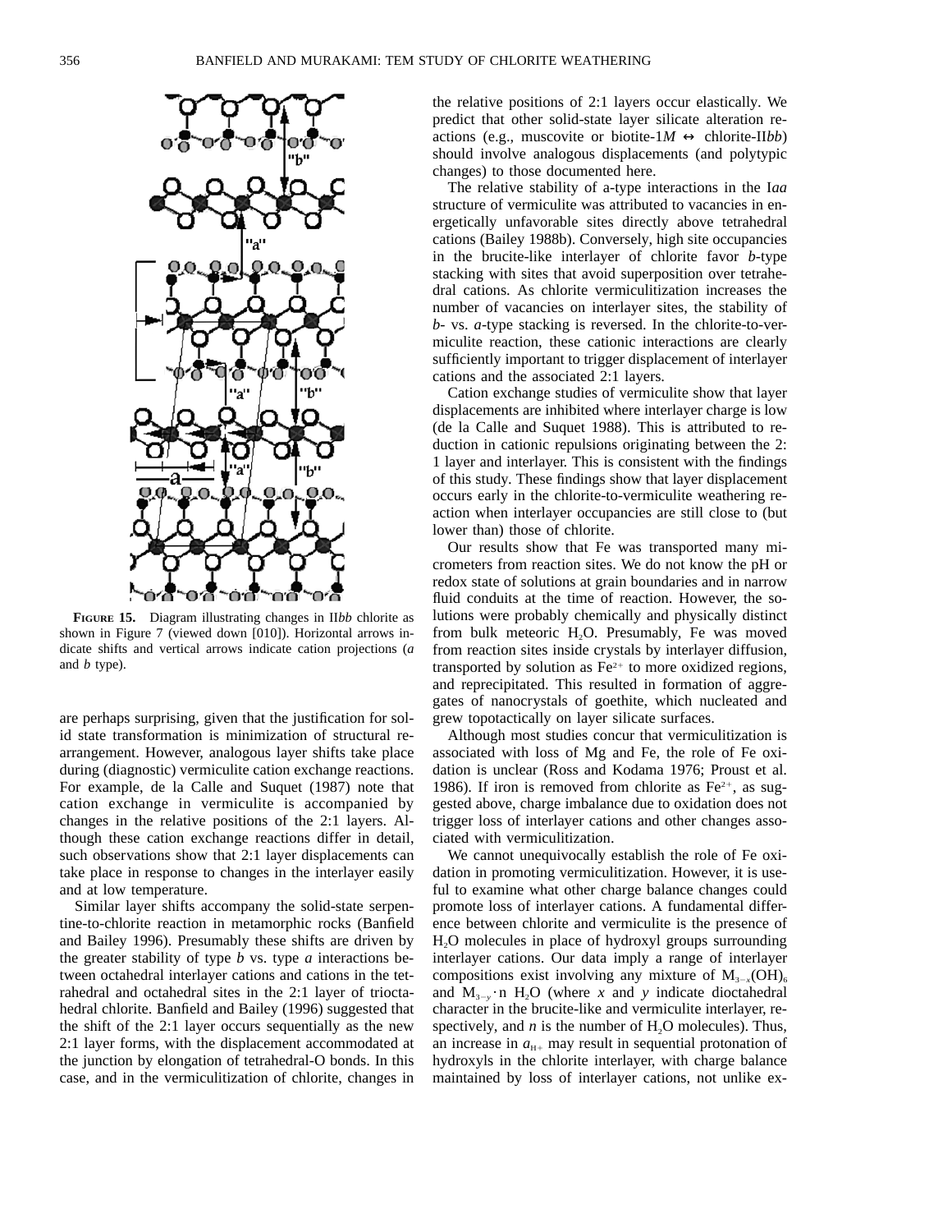**FIGURE 15.** Diagram illustrating changes in II*bb* chlorite as shown in Figure 7 (viewed down [010]). Horizontal arrows indicate shifts and vertical arrows indicate cation projections (*a* and *b* type).

are perhaps surprising, given that the justification for solid state transformation is minimization of structural rearrangement. However, analogous layer shifts take place during (diagnostic) vermiculite cation exchange reactions. For example, de la Calle and Suquet (1987) note that cation exchange in vermiculite is accompanied by changes in the relative positions of the 2:1 layers. Although these cation exchange reactions differ in detail, such observations show that 2:1 layer displacements can take place in response to changes in the interlayer easily and at low temperature.

Similar layer shifts accompany the solid-state serpentine-to-chlorite reaction in metamorphic rocks (Banfield and Bailey 1996). Presumably these shifts are driven by the greater stability of type *b* vs. type *a* interactions between octahedral interlayer cations and cations in the tetrahedral and octahedral sites in the 2:1 layer of trioctahedral chlorite. Banfield and Bailey (1996) suggested that the shift of the 2:1 layer occurs sequentially as the new 2:1 layer forms, with the displacement accommodated at the junction by elongation of tetrahedral-O bonds. In this case, and in the vermiculitization of chlorite, changes in the relative positions of 2:1 layers occur elastically. We predict that other solid-state layer silicate alteration reactions (e.g., muscovite or biotite-1*M* ↔ chlorite-II*bb*) should involve analogous displacements (and polytypic changes) to those documented here.

The relative stability of a-type interactions in the I*aa* structure of vermiculite was attributed to vacancies in energetically unfavorable sites directly above tetrahedral cations (Bailey 1988b). Conversely, high site occupancies in the brucite-like interlayer of chlorite favor *b*-type stacking with sites that avoid superposition over tetrahedral cations. As chlorite vermiculitization increases the number of vacancies on interlayer sites, the stability of *b*- vs. *a*-type stacking is reversed. In the chlorite-to-vermiculite reaction, these cationic interactions are clearly sufficiently important to trigger displacement of interlayer cations and the associated 2:1 layers.

Cation exchange studies of vermiculite show that layer displacements are inhibited where interlayer charge is low (de la Calle and Suquet 1988). This is attributed to reduction in cationic repulsions originating between the 2:1 layer and interlayer. This is consistent with the findings of this study. These findings show that layer displacement occurs early in the chlorite-to-vermiculite weathering reaction when interlayer occupancies are still close to (but lower than) those of chlorite.

Our results show that Fe was transported many micrometers from reaction sites. We do not know the pH or redox state of solutions at grain boundaries and in narrow fluid conduits at the time of reaction. However, the solutions were probably chemically and physically distinct from bulk meteoric $H_2O$. Presumably, Fe was moved from reaction sites inside crystals by interlayer diffusion, transported by solution as $Fe^{2+}$ to more oxidized regions, and reprecipitated. This resulted in formation of aggregates of nanocrystals of goethite, which nucleated and grew topotactically on layer silicate surfaces.

Although most studies concur that vermiculitization is associated with loss of Mg and Fe, the role of Fe oxidation is unclear (Ross and Kodama 1976; Proust et al. 1986). If iron is removed from chlorite as $Fe^{2+}$, as suggested above, charge imbalance due to oxidation does not trigger loss of interlayer cations and other changes associated with vermiculitization.

We cannot unequivocally establish the role of Fe oxidation in promoting vermiculitization. However, it is useful to examine what other charge balance changes could promote loss of interlayer cations. A fundamental difference between chlorite and vermiculite is the presence of $H_2O$ molecules in place of hydroxyl groups surrounding interlayer cations. Our data imply a range of interlayer compositions exist involving any mixture of $M_{3-x}(OH)_6$ and $M_{3-y} \cdot n\ H_2O$ (where $x$ and $y$ indicate dioctahedral character in the brucite-like and vermiculite interlayer, respectively, and $n$ is the number of $H_2O$ molecules). Thus, an increase in $a_{H+}$ may result in sequential protonation of hydroxyls in the chlorite interlayer, with charge balance maintained by loss of interlayer cations, not unlike ex-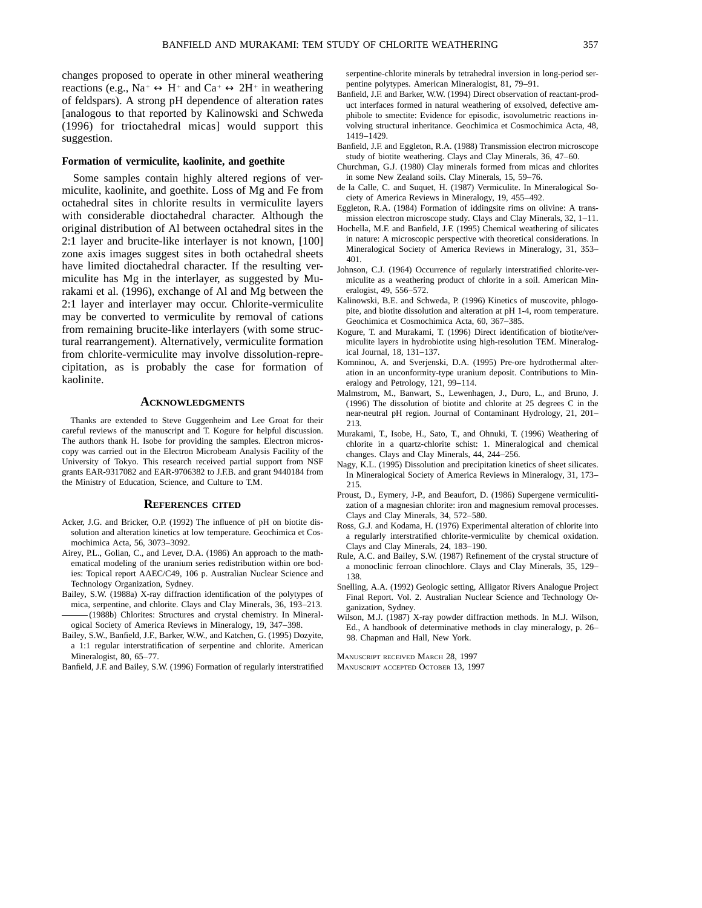changes proposed to operate in other mineral weathering reactions (e.g., $Na^+ \leftrightarrow H^+$ and $Ca^+ \leftrightarrow 2H^+$ in weathering of feldspars). A strong pH dependence of alteration rates [analogous to that reported by Kalinowski and Schweda (1996) for trioctahedral micas] would support this suggestion.

### Formation of vermiculite, kaolinite, and goethite

Some samples contain highly altered regions of vermiculite, kaolinite, and goethite. Loss of Mg and Fe from octahedral sites in chlorite results in vermiculite layers with considerable dioctahedral character. Although the original distribution of Al between octahedral sites in the 2:1 layer and brucite-like interlayer is not known, [100] zone axis images suggest sites in both octahedral sheets have limited dioctahedral character. If the resulting vermiculite has Mg in the interlayer, as suggested by Murakami et al. (1996), exchange of Al and Mg between the 2:1 layer and interlayer may occur. Chlorite-vermiculite may be converted to vermiculite by removal of cations from remaining brucite-like interlayers (with some structural rearrangement). Alternatively, vermiculite formation from chlorite-vermiculite may involve dissolution-reprecipitation, as is probably the case for formation of kaolinite.

## Acknowledgments

Thanks are extended to Steve Guggenheim and Lee Groat for their careful reviews of the manuscript and T. Kogure for helpful discussion. The authors thank H. Isobe for providing the samples. Electron microscopy was carried out in the Electron Microbeam Analysis Facility of the University of Tokyo. This research received partial support from NSF grants EAR-9317082 and EAR-9706382 to J.F.B. and grant 9440184 from the Ministry of Education, Science, and Culture to T.M.

## References cited

Acker, J.G. and Bricker, O.P. (1992) The influence of pH on biotite dissolution and alteration kinetics at low temperature. Geochimica et Cosmochimica Acta, 56, 3073–3092.

Airey, P.L., Golian, C., and Lever, D.A. (1986) An approach to the mathematical modeling of the uranium series redistribution within ore bodies: Topical report AAEC/C49, 106 p. Australian Nuclear Science and Technology Organization, Sydney.

Bailey, S.W. (1988a) X-ray diffraction identification of the polytypes of mica, serpentine, and chlorite. Clays and Clay Minerals, 36, 193–213.

——— (1988b) Chlorites: Structures and crystal chemistry. In Mineralogical Society of America Reviews in Mineralogy, 19, 347–398.

Bailey, S.W., Banfield, J.F., Barker, W.W., and Katchen, G. (1995) Dozyite, a 1:1 regular interstratification of serpentine and chlorite. American Mineralogist, 80, 65–77.

Banfield, J.F. and Bailey, S.W. (1996) Formation of regularly interstratified serpentine-chlorite minerals by tetrahedral inversion in long-period serpentine polytypes. American Mineralogist, 81, 79–91.

Banfield, J.F. and Barker, W.W. (1994) Direct observation of reactant-product interfaces formed in natural weathering of exsolved, defective amphibole to smectite: Evidence for episodic, isovolumetric reactions involving structural inheritance. Geochimica et Cosmochimica Acta, 48, 1419–1429.

Banfield, J.F. and Eggleton, R.A. (1988) Transmission electron microscope study of biotite weathering. Clays and Clay Minerals, 36, 47–60.

Churchman, G.J. (1980) Clay minerals formed from micas and chlorites in some New Zealand soils. Clay Minerals, 15, 59–76.

de la Calle, C. and Suquet, H. (1987) Vermiculite. In Mineralogical Society of America Reviews in Mineralogy, 19, 455–492.

Eggleton, R.A. (1984) Formation of iddingsite rims on olivine: A transmission electron microscope study. Clays and Clay Minerals, 32, 1–11.

Hochella, M.F. and Banfield, J.F. (1995) Chemical weathering of silicates in nature: A microscopic perspective with theoretical considerations. In Mineralogical Society of America Reviews in Mineralogy, 31, 353–401.

Johnson, C.J. (1964) Occurrence of regularly interstratified chlorite-vermiculite as a weathering product of chlorite in a soil. American Mineralogist, 49, 556–572.

Kalinowski, B.E. and Schweda, P. (1996) Kinetics of muscovite, phlogopite, and biotite dissolution and alteration at pH 1-4, room temperature. Geochimica et Cosmochimica Acta, 60, 367–385.

Kogure, T. and Murakami, T. (1996) Direct identification of biotite/vermiculite layers in hydrobiotite using high-resolution TEM. Mineralogical Journal, 18, 131–137.

Komninou, A. and Sverjenski, D.A. (1995) Pre-ore hydrothermal alteration in an unconformity-type uranium deposit. Contributions to Mineralogy and Petrology, 121, 99–114.

Malmstrom, M., Banwart, S., Lewenhagen, J., Duro, L., and Bruno, J. (1996) The dissolution of biotite and chlorite at 25 degrees C in the near-neutral pH region. Journal of Contaminant Hydrology, 21, 201–213.

Murakami, T., Isobe, H., Sato, T., and Ohnuki, T. (1996) Weathering of chlorite in a quartz-chlorite schist: 1. Mineralogical and chemical changes. Clays and Clay Minerals, 44, 244–256.

Nagy, K.L. (1995) Dissolution and precipitation kinetics of sheet silicates. In Mineralogical Society of America Reviews in Mineralogy, 31, 173–215.

Proust, D., Eymery, J-P., and Beaufort, D. (1986) Supergene vermiculitization of a magnesian chlorite: iron and magnesium removal processes. Clays and Clay Minerals, 34, 572–580.

Ross, G.J. and Kodama, H. (1976) Experimental alteration of chlorite into a regularly interstratified chlorite-vermiculite by chemical oxidation. Clays and Clay Minerals, 24, 183–190.

Rule, A.C. and Bailey, S.W. (1987) Refinement of the crystal structure of a monoclinic ferroan clinochlore. Clays and Clay Minerals, 35, 129–138.

Snelling, A.A. (1992) Geologic setting, Alligator Rivers Analogue Project Final Report. Vol. 2. Australian Nuclear Science and Technology Organization, Sydney.

Wilson, M.J. (1987) X-ray powder diffraction methods. In M.J. Wilson, Ed., A handbook of determinative methods in clay mineralogy, p. 26–98. Chapman and Hall, New York.

Manuscript received March 28, 1997
Manuscript accepted October 13, 1997